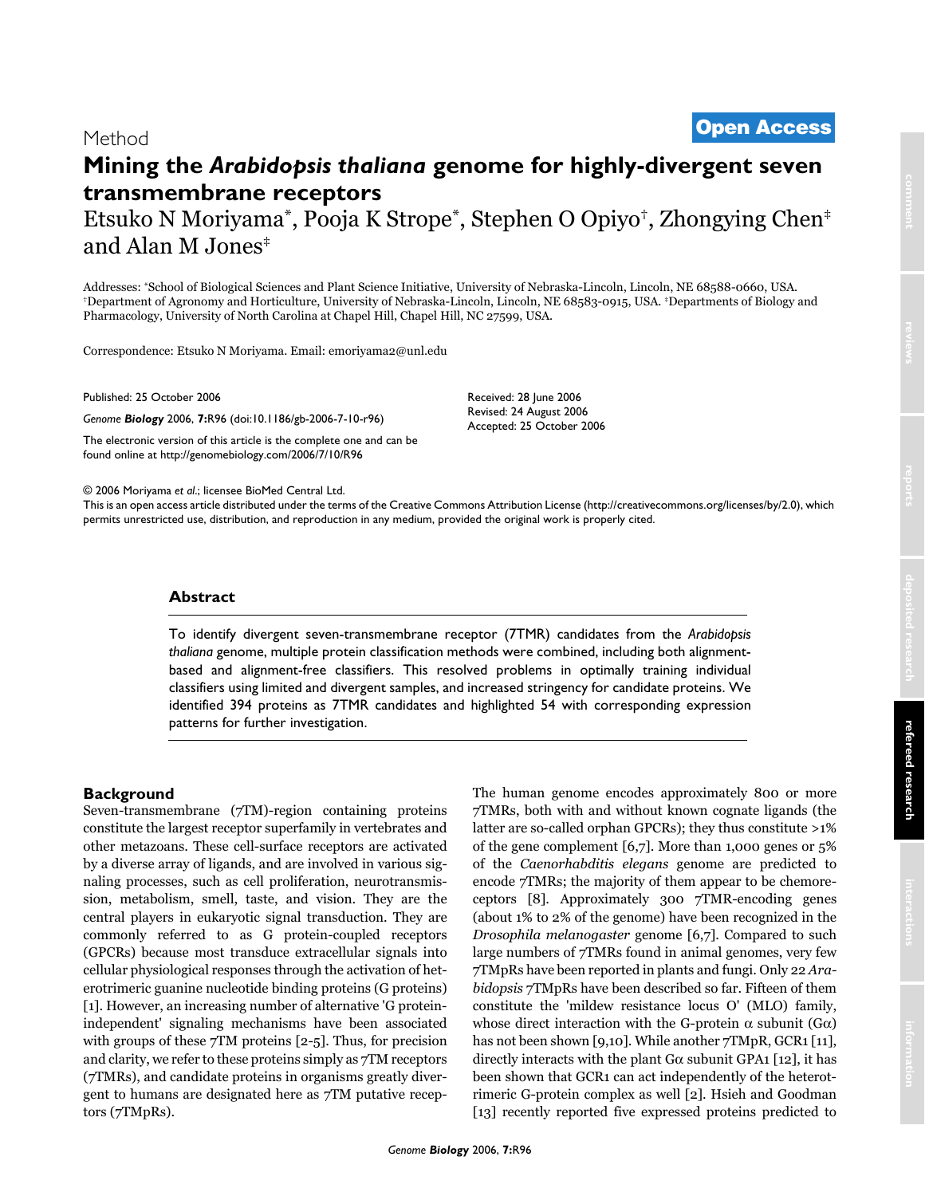Method

**Open Access**

# Mining the *Arabidopsis thaliana* genome for highly-divergent seven transmembrane receptors

Etsuko N Moriyama*, Pooja K Strope*, Stephen O Opiyo†, Zhongying Chen‡ and Alan M Jones‡

Addresses: *School of Biological Sciences and Plant Science Initiative, University of Nebraska-Lincoln, Lincoln, NE 68588-0660, USA. †Department of Agronomy and Horticulture, University of Nebraska-Lincoln, Lincoln, NE 68583-0915, USA. ‡Departments of Biology and Pharmacology, University of North Carolina at Chapel Hill, Chapel Hill, NC 27599, USA.

Correspondence: Etsuko N Moriyama. Email: emoriyama2@unl.edu

Published: 25 October 2006

*Genome **Biology*** 2006, **7:**R96 (doi:10.1186/gb-2006-7-10-r96)

The electronic version of this article is the complete one and can be found online at http://genomebiology.com/2006/7/10/R96

Received: 28 June 2006
Revised: 24 August 2006
Accepted: 25 October 2006

© 2006 Moriyama *et al*.; licensee BioMed Central Ltd.
This is an open access article distributed under the terms of the Creative Commons Attribution License (http://creativecommons.org/licenses/by/2.0), which permits unrestricted use, distribution, and reproduction in any medium, provided the original work is properly cited.

## Abstract

To identify divergent seven-transmembrane receptor (7TMR) candidates from the *Arabidopsis thaliana* genome, multiple protein classification methods were combined, including both alignment-based and alignment-free classifiers. This resolved problems in optimally training individual classifiers using limited and divergent samples, and increased stringency for candidate proteins. We identified 394 proteins as 7TMR candidates and highlighted 54 with corresponding expression patterns for further investigation.

## Background

Seven-transmembrane (7TM)-region containing proteins constitute the largest receptor superfamily in vertebrates and other metazoans. These cell-surface receptors are activated by a diverse array of ligands, and are involved in various signaling processes, such as cell proliferation, neurotransmission, metabolism, smell, taste, and vision. They are the central players in eukaryotic signal transduction. They are commonly referred to as G protein-coupled receptors (GPCRs) because most transduce extracellular signals into cellular physiological responses through the activation of heterotrimeric guanine nucleotide binding proteins (G proteins) [1]. However, an increasing number of alternative 'G protein-independent' signaling mechanisms have been associated with groups of these 7TM proteins [2-5]. Thus, for precision and clarity, we refer to these proteins simply as 7TM receptors (7TMRs), and candidate proteins in organisms greatly divergent to humans are designated here as 7TM putative receptors (7TMpRs).

The human genome encodes approximately 800 or more 7TMRs, both with and without known cognate ligands (the latter are so-called orphan GPCRs); they thus constitute >1% of the gene complement [6,7]. More than 1,000 genes or 5% of the *Caenorhabditis elegans* genome are predicted to encode 7TMRs; the majority of them appear to be chemoreceptors [8]. Approximately 300 7TMR-encoding genes (about 1% to 2% of the genome) have been recognized in the *Drosophila melanogaster* genome [6,7]. Compared to such large numbers of 7TMRs found in animal genomes, very few 7TMpRs have been reported in plants and fungi. Only 22 *Arabidopsis* 7TMpRs have been described so far. Fifteen of them constitute the 'mildew resistance locus O' (MLO) family, whose direct interaction with the G-protein α subunit (Gα) has not been shown [9,10]. While another 7TMpR, GCR1 [11], directly interacts with the plant Gα subunit GPA1 [12], it has been shown that GCR1 can act independently of the heterotrimeric G-protein complex as well [2]. Hsieh and Goodman [13] recently reported five expressed proteins predicted to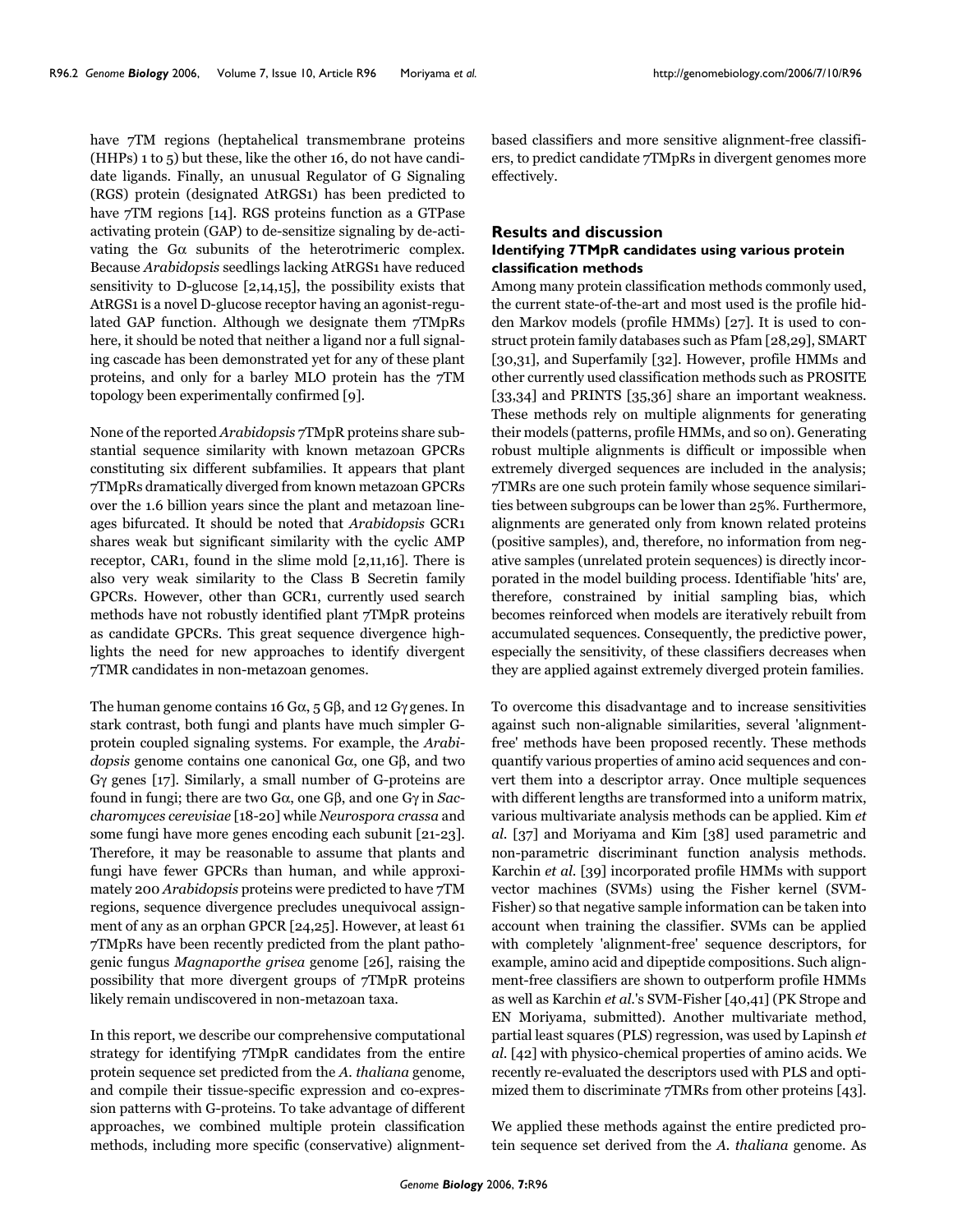have 7TM regions (heptahelical transmembrane proteins (HHPs) 1 to 5) but these, like the other 16, do not have candidate ligands. Finally, an unusual Regulator of G Signaling (RGS) protein (designated AtRGS1) has been predicted to have 7TM regions [14]. RGS proteins function as a GTPase activating protein (GAP) to de-sensitize signaling by de-activating the Gα subunits of the heterotrimeric complex. Because *Arabidopsis* seedlings lacking AtRGS1 have reduced sensitivity to D-glucose [2,14,15], the possibility exists that AtRGS1 is a novel D-glucose receptor having an agonist-regulated GAP function. Although we designate them 7TMpRs here, it should be noted that neither a ligand nor a full signaling cascade has been demonstrated yet for any of these plant proteins, and only for a barley MLO protein has the 7TM topology been experimentally confirmed [9].

None of the reported *Arabidopsis* 7TMpR proteins share substantial sequence similarity with known metazoan GPCRs constituting six different subfamilies. It appears that plant 7TMpRs dramatically diverged from known metazoan GPCRs over the 1.6 billion years since the plant and metazoan lineages bifurcated. It should be noted that *Arabidopsis* GCR1 shares weak but significant similarity with the cyclic AMP receptor, CAR1, found in the slime mold [2,11,16]. There is also very weak similarity to the Class B Secretin family GPCRs. However, other than GCR1, currently used search methods have not robustly identified plant 7TMpR proteins as candidate GPCRs. This great sequence divergence highlights the need for new approaches to identify divergent 7TMR candidates in non-metazoan genomes.

The human genome contains 16 Gα, 5 Gβ, and 12 Gγ genes. In stark contrast, both fungi and plants have much simpler G-protein coupled signaling systems. For example, the *Arabidopsis* genome contains one canonical Gα, one Gβ, and two Gγ genes [17]. Similarly, a small number of G-proteins are found in fungi; there are two Gα, one Gβ, and one Gγ in *Saccharomyces cerevisiae* [18-20] while *Neurospora crassa* and some fungi have more genes encoding each subunit [21-23]. Therefore, it may be reasonable to assume that plants and fungi have fewer GPCRs than human, and while approximately 200 *Arabidopsis* proteins were predicted to have 7TM regions, sequence divergence precludes unequivocal assignment of any as an orphan GPCR [24,25]. However, at least 61 7TMpRs have been recently predicted from the plant pathogenic fungus *Magnaporthe grisea* genome [26], raising the possibility that more divergent groups of 7TMpR proteins likely remain undiscovered in non-metazoan taxa.

In this report, we describe our comprehensive computational strategy for identifying 7TMpR candidates from the entire protein sequence set predicted from the *A. thaliana* genome, and compile their tissue-specific expression and co-expression patterns with G-proteins. To take advantage of different approaches, we combined multiple protein classification methods, including more specific (conservative) alignment-based classifiers and more sensitive alignment-free classifiers, to predict candidate 7TMpRs in divergent genomes more effectively.

## Results and discussion

### Identifying 7TMpR candidates using various protein classification methods

Among many protein classification methods commonly used, the current state-of-the-art and most used is the profile hidden Markov models (profile HMMs) [27]. It is used to construct protein family databases such as Pfam [28,29], SMART [30,31], and Superfamily [32]. However, profile HMMs and other currently used classification methods such as PROSITE [33,34] and PRINTS [35,36] share an important weakness. These methods rely on multiple alignments for generating their models (patterns, profile HMMs, and so on). Generating robust multiple alignments is difficult or impossible when extremely diverged sequences are included in the analysis; 7TMRs are one such protein family whose sequence similarities between subgroups can be lower than 25%. Furthermore, alignments are generated only from known related proteins (positive samples), and, therefore, no information from negative samples (unrelated protein sequences) is directly incorporated in the model building process. Identifiable 'hits' are, therefore, constrained by initial sampling bias, which becomes reinforced when models are iteratively rebuilt from accumulated sequences. Consequently, the predictive power, especially the sensitivity, of these classifiers decreases when they are applied against extremely diverged protein families.

To overcome this disadvantage and to increase sensitivities against such non-alignable similarities, several 'alignment-free' methods have been proposed recently. These methods quantify various properties of amino acid sequences and convert them into a descriptor array. Once multiple sequences with different lengths are transformed into a uniform matrix, various multivariate analysis methods can be applied. Kim *et al.* [37] and Moriyama and Kim [38] used parametric and non-parametric discriminant function analysis methods. Karchin *et al.* [39] incorporated profile HMMs with support vector machines (SVMs) using the Fisher kernel (SVM-Fisher) so that negative sample information can be taken into account when training the classifier. SVMs can be applied with completely 'alignment-free' sequence descriptors, for example, amino acid and dipeptide compositions. Such alignment-free classifiers are shown to outperform profile HMMs as well as Karchin *et al.*'s SVM-Fisher [40,41] (PK Strope and EN Moriyama, submitted). Another multivariate method, partial least squares (PLS) regression, was used by Lapinsh *et al.* [42] with physico-chemical properties of amino acids. We recently re-evaluated the descriptors used with PLS and optimized them to discriminate 7TMRs from other proteins [43].

We applied these methods against the entire predicted protein sequence set derived from the *A. thaliana* genome. As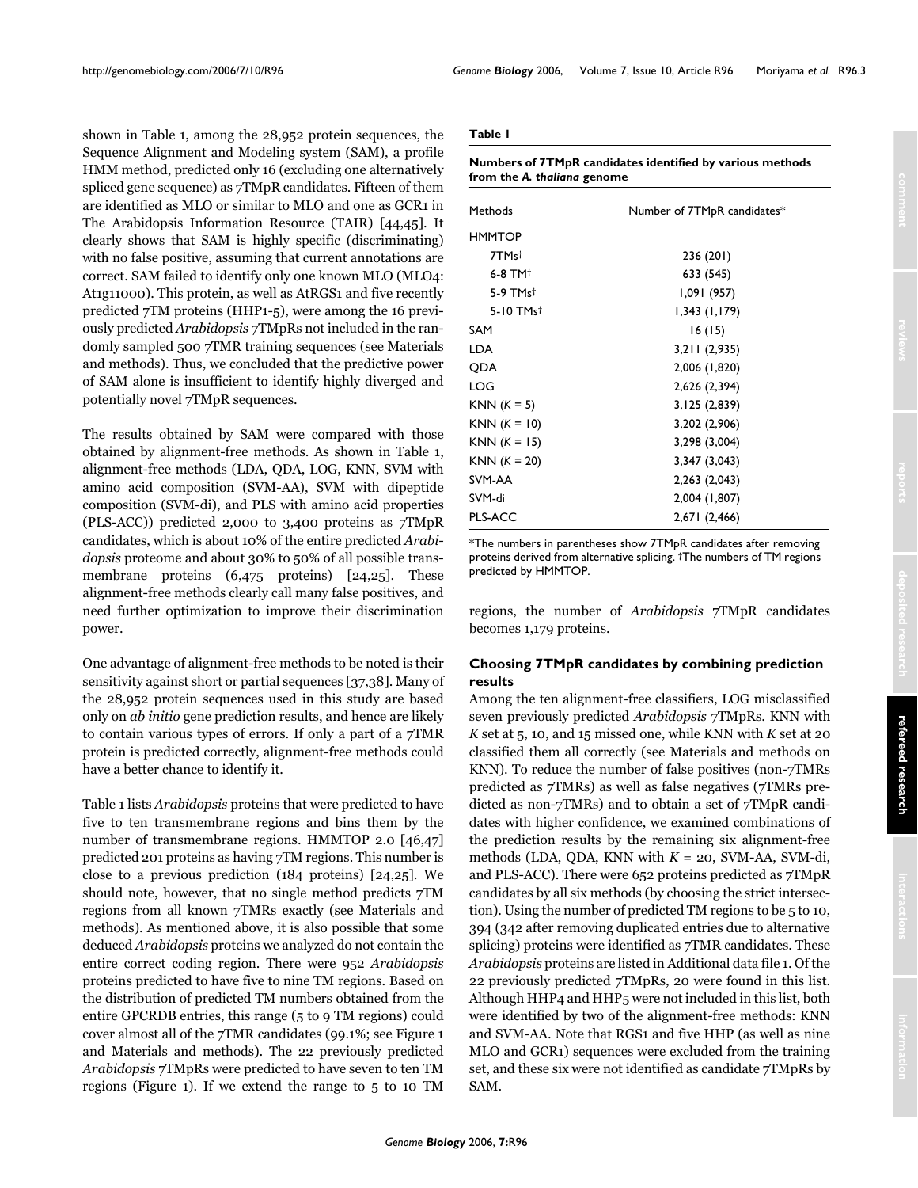shown in Table 1, among the 28,952 protein sequences, the Sequence Alignment and Modeling system (SAM), a profile HMM method, predicted only 16 (excluding one alternatively spliced gene sequence) as 7TMpR candidates. Fifteen of them are identified as MLO or similar to MLO and one as GCR1 in The Arabidopsis Information Resource (TAIR) [44,45]. It clearly shows that SAM is highly specific (discriminating) with no false positive, assuming that current annotations are correct. SAM failed to identify only one known MLO (MLO4: At1g11000). This protein, as well as AtRGS1 and five recently predicted 7TM proteins (HHP1-5), were among the 16 previously predicted *Arabidopsis* 7TMpRs not included in the randomly sampled 500 7TMR training sequences (see Materials and methods). Thus, we concluded that the predictive power of SAM alone is insufficient to identify highly diverged and potentially novel 7TMpR sequences.

The results obtained by SAM were compared with those obtained by alignment-free methods. As shown in Table 1, alignment-free methods (LDA, QDA, LOG, KNN, SVM with amino acid composition (SVM-AA), SVM with dipeptide composition (SVM-di), and PLS with amino acid properties (PLS-ACC)) predicted 2,000 to 3,400 proteins as 7TMpR candidates, which is about 10% of the entire predicted *Arabidopsis* proteome and about 30% to 50% of all possible transmembrane proteins (6,475 proteins) [24,25]. These alignment-free methods clearly call many false positives, and need further optimization to improve their discrimination power.

One advantage of alignment-free methods to be noted is their sensitivity against short or partial sequences [37,38]. Many of the 28,952 protein sequences used in this study are based only on *ab initio* gene prediction results, and hence are likely to contain various types of errors. If only a part of a 7TMR protein is predicted correctly, alignment-free methods could have a better chance to identify it.

Table 1 lists *Arabidopsis* proteins that were predicted to have five to ten transmembrane regions and bins them by the number of transmembrane regions. HMMTOP 2.0 [46,47] predicted 201 proteins as having 7TM regions. This number is close to a previous prediction (184 proteins) [24,25]. We should note, however, that no single method predicts 7TM regions from all known 7TMRs exactly (see Materials and methods). As mentioned above, it is also possible that some deduced *Arabidopsis* proteins we analyzed do not contain the entire correct coding region. There were 952 *Arabidopsis* proteins predicted to have five to nine TM regions. Based on the distribution of predicted TM numbers obtained from the entire GPCRDB entries, this range (5 to 9 TM regions) could cover almost all of the 7TMR candidates (99.1%; see Figure 1 and Materials and methods). The 22 previously predicted *Arabidopsis* 7TMpRs were predicted to have seven to ten TM regions (Figure 1). If we extend the range to 5 to 10 TM regions, the number of *Arabidopsis* 7TMpR candidates becomes 1,179 proteins.

**Table 1**

**Numbers of 7TMpR candidates identified by various methods from the *A. thaliana* genome**

| Methods | Number of 7TMpR candidates* |
|---|---|
| HMMTOP | |
| 7TMs† | 236 (201) |
| 6-8 TM† | 633 (545) |
| 5-9 TMs† | 1,091 (957) |
| 5-10 TMs† | 1,343 (1,179) |
| SAM | 16 (15) |
| LDA | 3,211 (2,935) |
| QDA | 2,006 (1,820) |
| LOG | 2,626 (2,394) |
| KNN (*K* = 5) | 3,125 (2,839) |
| KNN (*K* = 10) | 3,202 (2,906) |
| KNN (*K* = 15) | 3,298 (3,004) |
| KNN (*K* = 20) | 3,347 (3,043) |
| SVM-AA | 2,263 (2,043) |
| SVM-di | 2,004 (1,807) |
| PLS-ACC | 2,671 (2,466) |

*The numbers in parentheses show 7TMpR candidates after removing proteins derived from alternative splicing. †The numbers of TM regions predicted by HMMTOP.

### Choosing 7TMpR candidates by combining prediction results

Among the ten alignment-free classifiers, LOG misclassified seven previously predicted *Arabidopsis* 7TMpRs. KNN with *K* set at 5, 10, and 15 missed one, while KNN with *K* set at 20 classified them all correctly (see Materials and methods on KNN). To reduce the number of false positives (non-7TMRs predicted as 7TMRs) as well as false negatives (7TMRs predicted as non-7TMRs) and to obtain a set of 7TMpR candidates with higher confidence, we examined combinations of the prediction results by the remaining six alignment-free methods (LDA, QDA, KNN with *K* = 20, SVM-AA, SVM-di, and PLS-ACC). There were 652 proteins predicted as 7TMpR candidates by all six methods (by choosing the strict intersection). Using the number of predicted TM regions to be 5 to 10, 394 (342 after removing duplicated entries due to alternative splicing) proteins were identified as 7TMR candidates. These *Arabidopsis* proteins are listed in Additional data file 1. Of the 22 previously predicted 7TMpRs, 20 were found in this list. Although HHP4 and HHP5 were not included in this list, both were identified by two of the alignment-free methods: KNN and SVM-AA. Note that RGS1 and five HHP (as well as nine MLO and GCR1) sequences were excluded from the training set, and these six were not identified as candidate 7TMpRs by SAM.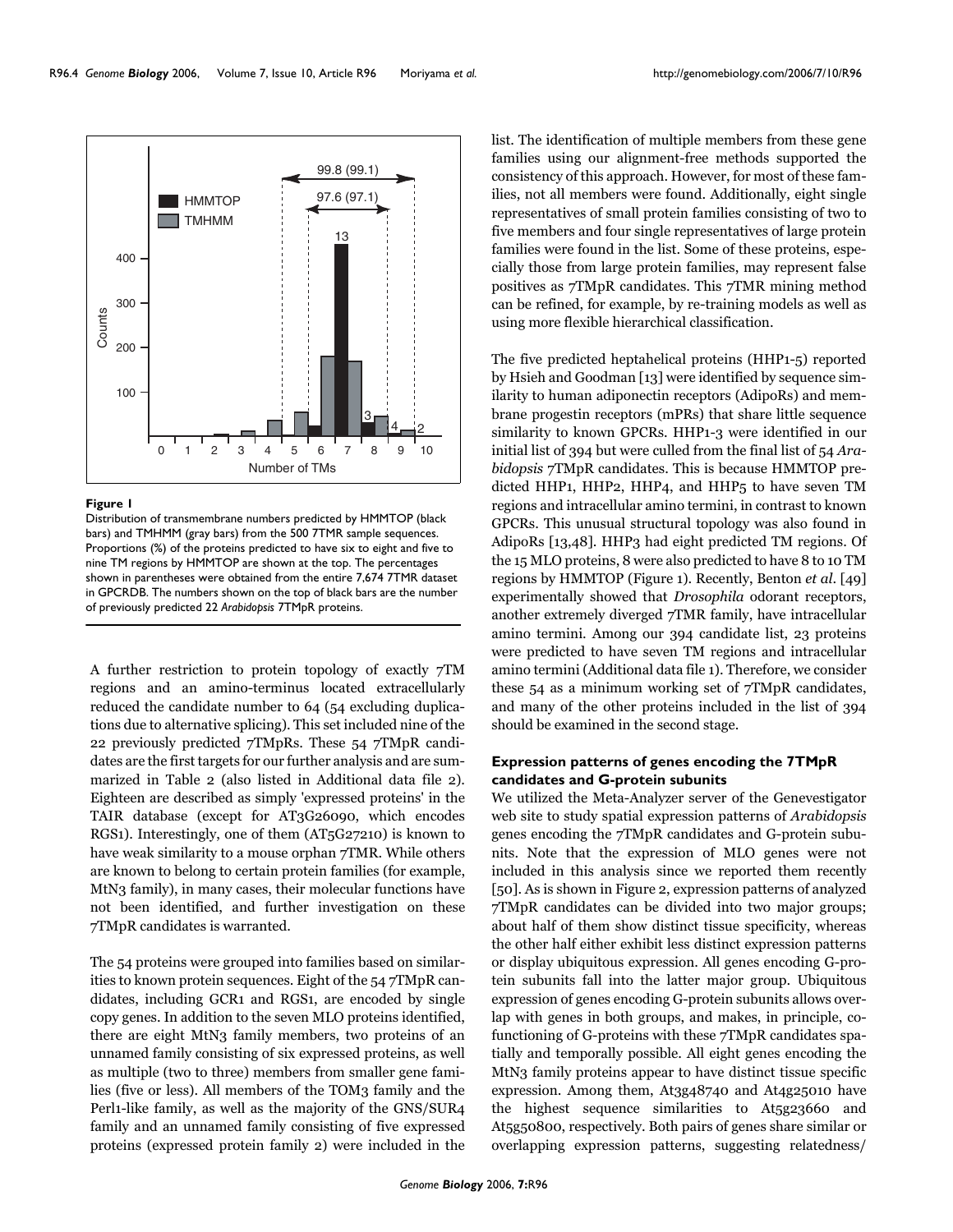**Figure 1**

Distribution of transmembrane numbers predicted by HMMTOP (black bars) and TMHMM (gray bars) from the 500 7TMR sample sequences. Proportions (%) of the proteins predicted to have six to eight and five to nine TM regions by HMMTOP are shown at the top. The percentages shown in parentheses were obtained from the entire 7,674 7TMR dataset in GPCRDB. The numbers shown on the top of black bars are the number of previously predicted 22 *Arabidopsis* 7TMpR proteins.

A further restriction to protein topology of exactly 7TM regions and an amino-terminus located extracellularly reduced the candidate number to 64 (54 excluding duplications due to alternative splicing). This set included nine of the 22 previously predicted 7TMpRs. These 54 7TMpR candidates are the first targets for our further analysis and are summarized in Table 2 (also listed in Additional data file 2). Eighteen are described as simply 'expressed proteins' in the TAIR database (except for AT3G26090, which encodes RGS1). Interestingly, one of them (AT5G27210) is known to have weak similarity to a mouse orphan 7TMR. While others are known to belong to certain protein families (for example, MtN3 family), in many cases, their molecular functions have not been identified, and further investigation on these 7TMpR candidates is warranted.

The 54 proteins were grouped into families based on similarities to known protein sequences. Eight of the 54 7TMpR candidates, including GCR1 and RGS1, are encoded by single copy genes. In addition to the seven MLO proteins identified, there are eight MtN3 family members, two proteins of an unnamed family consisting of six expressed proteins, as well as multiple (two to three) members from smaller gene families (five or less). All members of the TOM3 family and the Perl1-like family, as well as the majority of the GNS/SUR4 family and an unnamed family consisting of five expressed proteins (expressed protein family 2) were included in the list. The identification of multiple members from these gene families using our alignment-free methods supported the consistency of this approach. However, for most of these families, not all members were found. Additionally, eight single representatives of small protein families consisting of two to five members and four single representatives of large protein families were found in the list. Some of these proteins, especially those from large protein families, may represent false positives as 7TMpR candidates. This 7TMR mining method can be refined, for example, by re-training models as well as using more flexible hierarchical classification.

The five predicted heptahelical proteins (HHP1-5) reported by Hsieh and Goodman [13] were identified by sequence similarity to human adiponectin receptors (AdipoRs) and membrane progestin receptors (mPRs) that share little sequence similarity to known GPCRs. HHP1-3 were identified in our initial list of 394 but were culled from the final list of 54 *Arabidopsis* 7TMpR candidates. This is because HMMTOP predicted HHP1, HHP2, HHP4, and HHP5 to have seven TM regions and intracellular amino termini, in contrast to known GPCRs. This unusual structural topology was also found in AdipoRs [13,48]. HHP3 had eight predicted TM regions. Of the 15 MLO proteins, 8 were also predicted to have 8 to 10 TM regions by HMMTOP (Figure 1). Recently, Benton *et al.* [49] experimentally showed that *Drosophila* odorant receptors, another extremely diverged 7TMR family, have intracellular amino termini. Among our 394 candidate list, 23 proteins were predicted to have seven TM regions and intracellular amino termini (Additional data file 1). Therefore, we consider these 54 as a minimum working set of 7TMpR candidates, and many of the other proteins included in the list of 394 should be examined in the second stage.

### Expression patterns of genes encoding the 7TMpR candidates and G-protein subunits

We utilized the Meta-Analyzer server of the Genevestigator web site to study spatial expression patterns of *Arabidopsis* genes encoding the 7TMpR candidates and G-protein subunits. Note that the expression of MLO genes were not included in this analysis since we reported them recently [50]. As is shown in Figure 2, expression patterns of analyzed 7TMpR candidates can be divided into two major groups; about half of them show distinct tissue specificity, whereas the other half either exhibit less distinct expression patterns or display ubiquitous expression. All genes encoding G-protein subunits fall into the latter major group. Ubiquitous expression of genes encoding G-protein subunits allows overlap with genes in both groups, and makes, in principle, co-functioning of G-proteins with these 7TMpR candidates spatially and temporally possible. All eight genes encoding the MtN3 family proteins appear to have distinct tissue specific expression. Among them, At3g48740 and At4g25010 have the highest sequence similarities to At5g23660 and At5g50800, respectively. Both pairs of genes share similar or overlapping expression patterns, suggesting relatedness/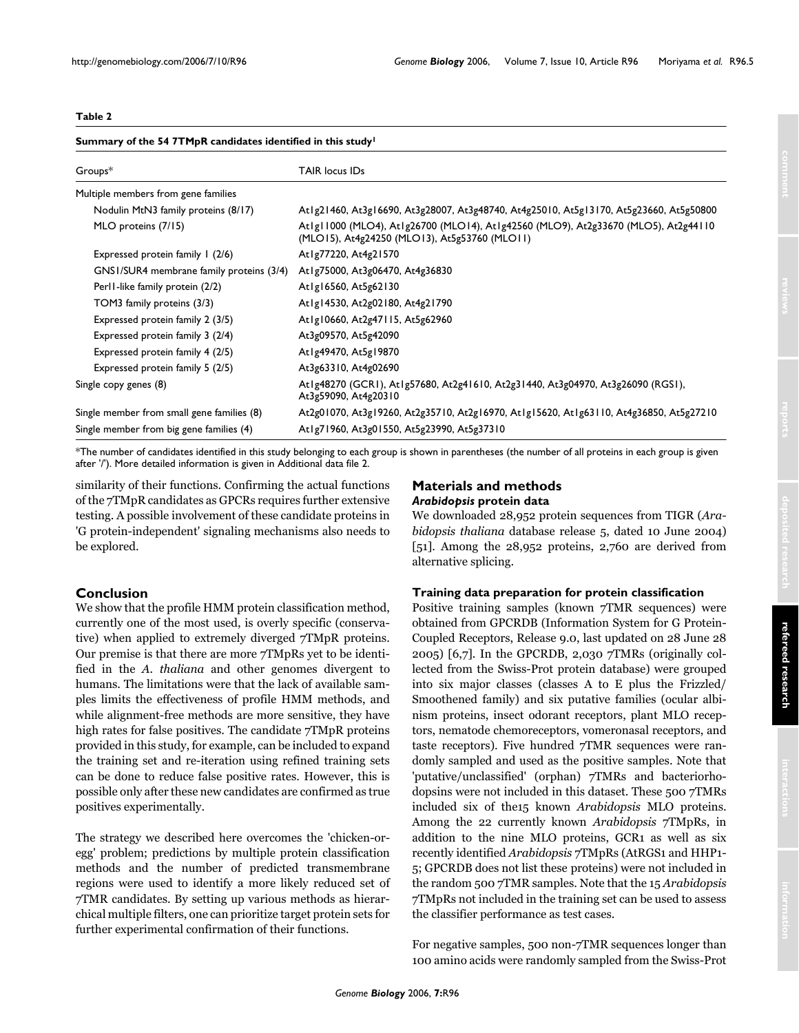**Table 2**

**Summary of the 54 7TMpR candidates identified in this study[1]**

| Groups* | TAIR locus IDs |
|---|---|
| Multiple members from gene families | |
| Nodulin MtN3 family proteins (8/17) | At1g21460, At3g16690, At3g28007, At3g48740, At4g25010, At5g13170, At5g23660, At5g50800 |
| MLO proteins (7/15) | At1g11000 (MLO4), At1g26700 (MLO14), At1g42560 (MLO9), At2g33670 (MLO5), At2g44110 (MLO15), At4g24250 (MLO13), At5g53760 (MLO11) |
| Expressed protein family 1 (2/6) | At1g77220, At4g21570 |
| GNS1/SUR4 membrane family proteins (3/4) | At1g75000, At3g06470, At4g36830 |
| Per11-like family protein (2/2) | At1g16560, At5g62130 |
| TOM3 family proteins (3/3) | At1g14530, At2g02180, At4g21790 |
| Expressed protein family 2 (3/5) | At1g10660, At2g47115, At5g62960 |
| Expressed protein family 3 (2/4) | At3g09570, At5g42090 |
| Expressed protein family 4 (2/5) | At1g49470, At5g19870 |
| Expressed protein family 5 (2/5) | At3g63310, At4g02690 |
| Single copy genes (8) | At1g48270 (GCR1), At1g57680, At2g41610, At2g31440, At3g04970, At3g26090 (RGS1), At3g59090, At4g20310 |
| Single member from small gene families (8) | At2g01070, At3g19260, At2g35710, At2g16970, At1g15620, At1g63110, At4g36850, At5g27210 |
| Single member from big gene families (4) | At1g71960, At3g01550, At5g23990, At5g37310 |

*The number of candidates identified in this study belonging to each group is shown in parentheses (the number of all proteins in each group is given after '/'). More detailed information is given in Additional data file 2.

similarity of their functions. Confirming the actual functions of the 7TMpR candidates as GPCRs requires further extensive testing. A possible involvement of these candidate proteins in 'G protein-independent' signaling mechanisms also needs to be explored.

## Conclusion

We show that the profile HMM protein classification method, currently one of the most used, is overly specific (conservative) when applied to extremely diverged 7TMpR proteins. Our premise is that there are more 7TMpRs yet to be identified in the *A. thaliana* and other genomes divergent to humans. The limitations were that the lack of available samples limits the effectiveness of profile HMM methods, and while alignment-free methods are more sensitive, they have high rates for false positives. The candidate 7TMpR proteins provided in this study, for example, can be included to expand the training set and re-iteration using refined training sets can be done to reduce false positive rates. However, this is possible only after these new candidates are confirmed as true positives experimentally.

The strategy we described here overcomes the 'chicken-or-egg' problem; predictions by multiple protein classification methods and the number of predicted transmembrane regions were used to identify a more likely reduced set of 7TMR candidates. By setting up various methods as hierarchical multiple filters, one can prioritize target protein sets for further experimental confirmation of their functions.

## Materials and methods

### *Arabidopsis* protein data

We downloaded 28,952 protein sequences from TIGR (*Arabidopsis thaliana* database release 5, dated 10 June 2004) [51]. Among the 28,952 proteins, 2,760 are derived from alternative splicing.

### Training data preparation for protein classification

Positive training samples (known 7TMR sequences) were obtained from GPCRDB (Information System for G Protein-Coupled Receptors, Release 9.0, last updated on 28 June 28 2005) [6,7]. In the GPCRDB, 2,030 7TMRs (originally collected from the Swiss-Prot protein database) were grouped into six major classes (classes A to E plus the Frizzled/ Smoothened family) and six putative families (ocular albinism proteins, insect odorant receptors, plant MLO receptors, nematode chemoreceptors, vomeronasal receptors, and taste receptors). Five hundred 7TMR sequences were randomly sampled and used as the positive samples. Note that 'putative/unclassified' (orphan) 7TMRs and bacteriorhodopsins were not included in this dataset. These 500 7TMRs included six of the15 known *Arabidopsis* MLO proteins. Among the 22 currently known *Arabidopsis* 7TMpRs, in addition to the nine MLO proteins, GCR1 as well as six recently identified *Arabidopsis* 7TMpRs (AtRGS1 and HHP1-5; GPCRDB does not list these proteins) were not included in the random 500 7TMR samples. Note that the 15 *Arabidopsis* 7TMpRs not included in the training set can be used to assess the classifier performance as test cases.

For negative samples, 500 non-7TMR sequences longer than 100 amino acids were randomly sampled from the Swiss-Prot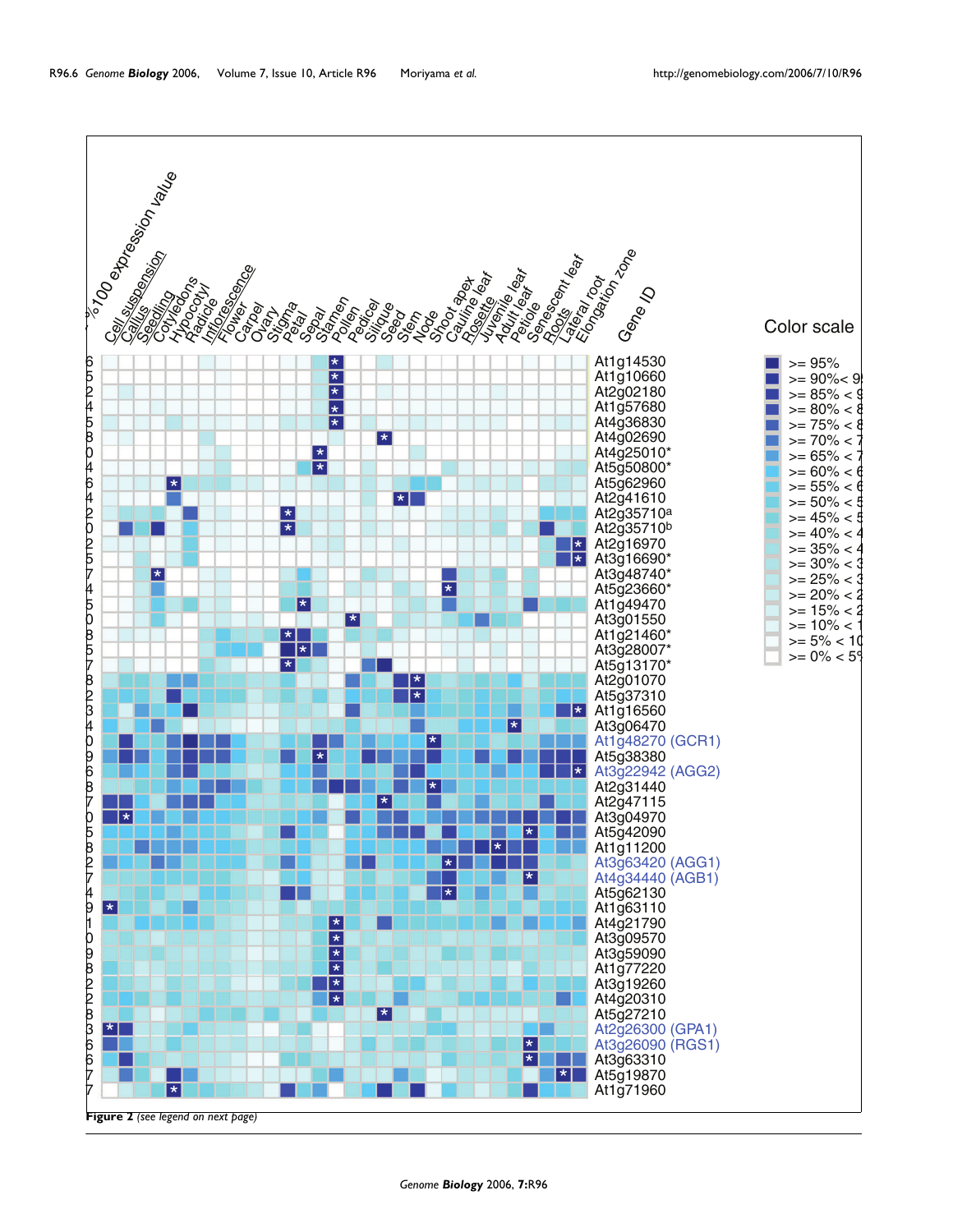**Figure 2** *(see legend on next page)*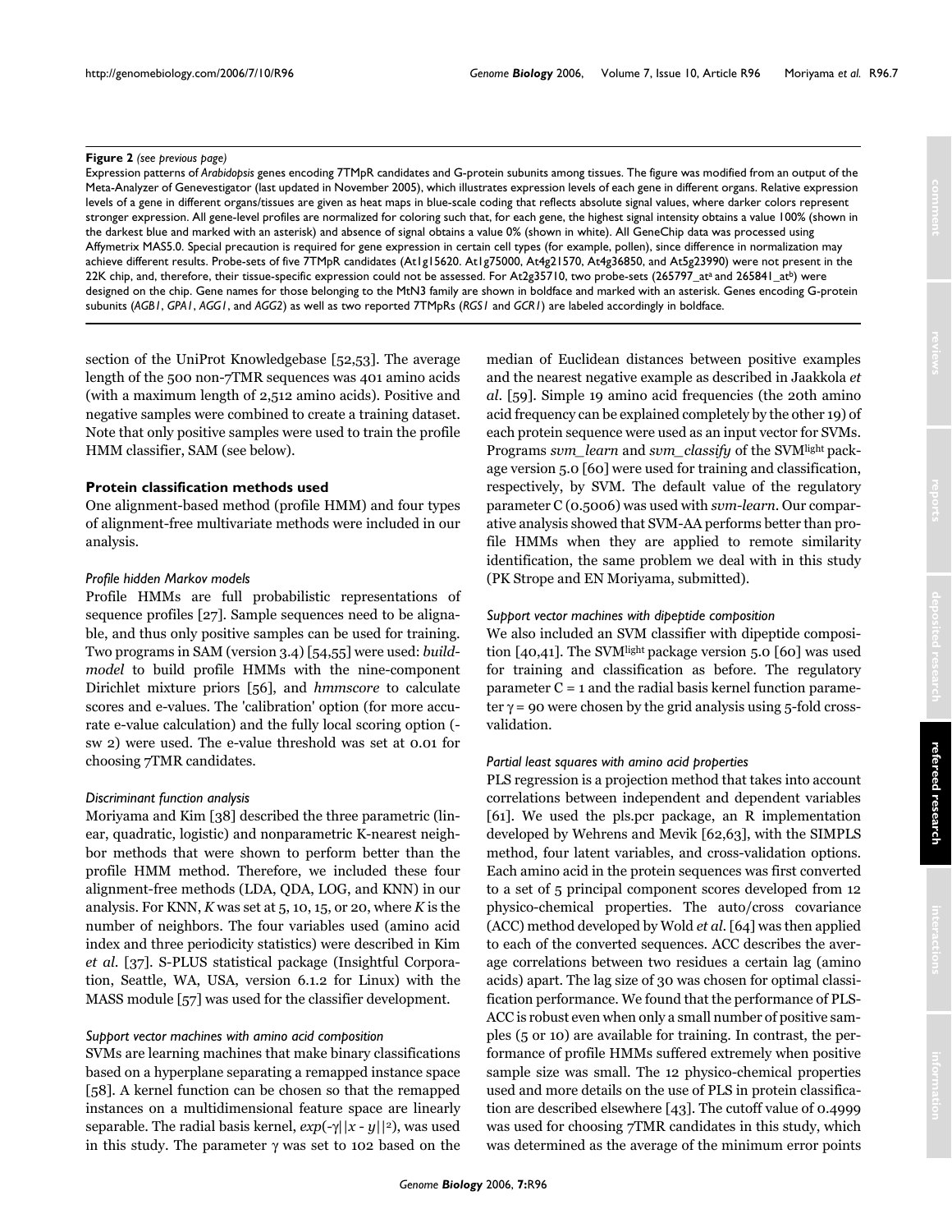**Figure 2** *(see previous page)*

Expression patterns of *Arabidopsis* genes encoding 7TMpR candidates and G-protein subunits among tissues. The figure was modified from an output of the Meta-Analyzer of Genevestigator (last updated in November 2005), which illustrates expression levels of each gene in different organs. Relative expression levels of a gene in different organs/tissues are given as heat maps in blue-scale coding that reflects absolute signal values, where darker colors represent stronger expression. All gene-level profiles are normalized for coloring such that, for each gene, the highest signal intensity obtains a value 100% (shown in the darkest blue and marked with an asterisk) and absence of signal obtains a value 0% (shown in white). All GeneChip data was processed using Affymetrix MAS5.0. Special precaution is required for gene expression in certain cell types (for example, pollen), since difference in normalization may achieve different results. Probe-sets of five 7TMpR candidates (At1g15620. At1g75000, At4g21570, At4g36850, and At5g23990) were not present in the 22K chip, and, therefore, their tissue-specific expression could not be assessed. For At2g35710, two probe-sets (265797_at[a] and 265841_at[b]) were designed on the chip. Gene names for those belonging to the MtN3 family are shown in boldface and marked with an asterisk. Genes encoding G-protein subunits (*AGB1*, *GPA1*, *AGG1*, and *AGG2*) as well as two reported 7TMpRs (*RGS1* and *GCR1*) are labeled accordingly in boldface.

section of the UniProt Knowledgebase [52,53]. The average length of the 500 non-7TMR sequences was 401 amino acids (with a maximum length of 2,512 amino acids). Positive and negative samples were combined to create a training dataset. Note that only positive samples were used to train the profile HMM classifier, SAM (see below).

### Protein classification methods used

One alignment-based method (profile HMM) and four types of alignment-free multivariate methods were included in our analysis.

#### *Profile hidden Markov models*

Profile HMMs are full probabilistic representations of sequence profiles [27]. Sample sequences need to be alignable, and thus only positive samples can be used for training. Two programs in SAM (version 3.4) [54,55] were used: *buildmodel* to build profile HMMs with the nine-component Dirichlet mixture priors [56], and *hmmscore* to calculate scores and e-values. The 'calibration' option (for more accurate e-value calculation) and the fully local scoring option (-sw 2) were used. The e-value threshold was set at 0.01 for choosing 7TMR candidates.

#### *Discriminant function analysis*

Moriyama and Kim [38] described the three parametric (linear, quadratic, logistic) and nonparametric K-nearest neighbor methods that were shown to perform better than the profile HMM method. Therefore, we included these four alignment-free methods (LDA, QDA, LOG, and KNN) in our analysis. For KNN, *K* was set at 5, 10, 15, or 20, where *K* is the number of neighbors. The four variables used (amino acid index and three periodicity statistics) were described in Kim *et al*. [37]. S-PLUS statistical package (Insightful Corporation, Seattle, WA, USA, version 6.1.2 for Linux) with the MASS module [57] was used for the classifier development.

#### *Support vector machines with amino acid composition*

SVMs are learning machines that make binary classifications based on a hyperplane separating a remapped instance space [58]. A kernel function can be chosen so that the remapped instances on a multidimensional feature space are linearly separable. The radial basis kernel, $exp(-\gamma||x - y||^2)$, was used in this study. The parameter $\gamma$ was set to 102 based on the median of Euclidean distances between positive examples and the nearest negative example as described in Jaakkola *et al*. [59]. Simple 19 amino acid frequencies (the 20th amino acid frequency can be explained completely by the other 19) of each protein sequence were used as an input vector for SVMs. Programs *svm_learn* and *svm_classify* of the SVM[light] package version 5.0 [60] were used for training and classification, respectively, by SVM. The default value of the regulatory parameter C (0.5006) was used with *svm-learn*. Our comparative analysis showed that SVM-AA performs better than profile HMMs when they are applied to remote similarity identification, the same problem we deal with in this study (PK Strope and EN Moriyama, submitted).

#### *Support vector machines with dipeptide composition*

We also included an SVM classifier with dipeptide composition [40,41]. The SVM[light] package version 5.0 [60] was used for training and classification as before. The regulatory parameter C = 1 and the radial basis kernel function parameter $\gamma$ = 90 were chosen by the grid analysis using 5-fold cross-validation.

#### *Partial least squares with amino acid properties*

PLS regression is a projection method that takes into account correlations between independent and dependent variables [61]. We used the pls.pcr package, an R implementation developed by Wehrens and Mevik [62,63], with the SIMPLS method, four latent variables, and cross-validation options. Each amino acid in the protein sequences was first converted to a set of 5 principal component scores developed from 12 physico-chemical properties. The auto/cross covariance (ACC) method developed by Wold *et al*. [64] was then applied to each of the converted sequences. ACC describes the average correlations between two residues a certain lag (amino acids) apart. The lag size of 30 was chosen for optimal classification performance. We found that the performance of PLS-ACC is robust even when only a small number of positive samples (5 or 10) are available for training. In contrast, the performance of profile HMMs suffered extremely when positive sample size was small. The 12 physico-chemical properties used and more details on the use of PLS in protein classification are described elsewhere [43]. The cutoff value of 0.4999 was used for choosing 7TMR candidates in this study, which was determined as the average of the minimum error points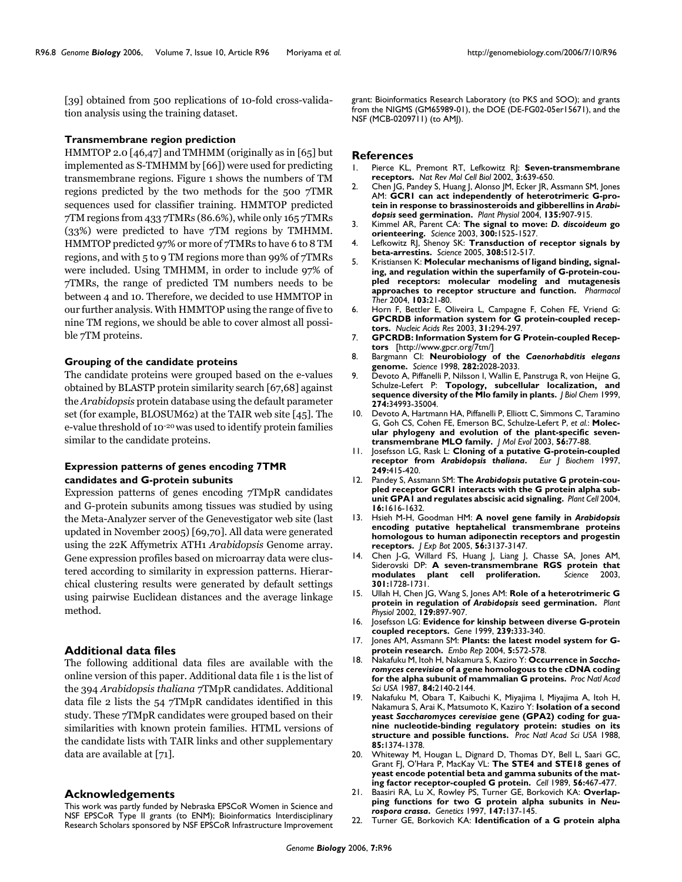[39] obtained from 500 replications of 10-fold cross-validation analysis using the training dataset.

### Transmembrane region prediction

HMMTOP 2.0 [46,47] and TMHMM (originally as in [65] but implemented as S-TMHMM by [66]) were used for predicting transmembrane regions. Figure 1 shows the numbers of TM regions predicted by the two methods for the 500 7TMR sequences used for classifier training. HMMTOP predicted 7TM regions from 433 7TMRs (86.6%), while only 165 7TMRs (33%) were predicted to have 7TM regions by TMHMM. HMMTOP predicted 97% or more of 7TMRs to have 6 to 8 TM regions, and with 5 to 9 TM regions more than 99% of 7TMRs were included. Using TMHMM, in order to include 97% of 7TMRs, the range of predicted TM numbers needs to be between 4 and 10. Therefore, we decided to use HMMTOP in our further analysis. With HMMTOP using the range of five to nine TM regions, we should be able to cover almost all possible 7TM proteins.

### Grouping of the candidate proteins

The candidate proteins were grouped based on the e-values obtained by BLASTP protein similarity search [67,68] against the *Arabidopsis* protein database using the default parameter set (for example, BLOSUM62) at the TAIR web site [45]. The e-value threshold of $10^{-20}$ was used to identify protein families similar to the candidate proteins.

### Expression patterns of genes encoding 7TMR candidates and G-protein subunits

Expression patterns of genes encoding 7TMpR candidates and G-protein subunits among tissues was studied by using the Meta-Analyzer server of the Genevestigator web site (last updated in November 2005) [69,70]. All data were generated using the 22K Affymetrix ATH1 *Arabidopsis* Genome array. Gene expression profiles based on microarray data were clustered according to similarity in expression patterns. Hierarchical clustering results were generated by default settings using pairwise Euclidean distances and the average linkage method.

## Additional data files

The following additional data files are available with the online version of this paper. Additional data file 1 is the list of the 394 *Arabidopsis thaliana* 7TMpR candidates. Additional data file 2 lists the 54 7TMpR candidates identified in this study. These 7TMpR candidates were grouped based on their similarities with known protein families. HTML versions of the candidate lists with TAIR links and other supplementary data are available at [71].

## Acknowledgements

This work was partly funded by Nebraska EPSCoR Women in Science and NSF EPSCoR Type II grants (to ENM); Bioinformatics Interdisciplinary Research Scholars sponsored by NSF EPSCoR Infrastructure Improvement grant: Bioinformatics Research Laboratory (to PKS and SOO); and grants from the NIGMS (GM65989-01), the DOE (DE-FG02-05er15671), and the NSF (MCB-0209711) (to AMJ).

## References

1. Pierce KL, Premont RT, Lefkowitz RJ: **Seven-transmembrane receptors.** *Nat Rev Mol Cell Biol* 2002, **3:**639-650.
2. Chen JG, Pandey S, Huang J, Alonso JM, Ecker JR, Assmann SM, Jones AM: **GCR1 can act independently of heterotrimeric G-protein in response to brassinosteroids and gibberellins in *Arabidopsis* seed germination.** *Plant Physiol* 2004, **135:**907-915.
3. Kimmel AR, Parent CA: **The signal to move: *D. discoideum* go orienteering.** *Science* 2003, **300:**1525-1527.
4. Lefkowitz RJ, Shenoy SK: **Transduction of receptor signals by beta-arrestins.** *Science* 2005, **308:**512-517.
5. Kristiansen K: **Molecular mechanisms of ligand binding, signaling, and regulation within the superfamily of G-protein-coupled receptors: molecular modeling and mutagenesis approaches to receptor structure and function.** *Pharmacol Ther* 2004, **103:**21-80.
6. Horn F, Bettler E, Oliveira L, Campagne F, Cohen FE, Vriend G: **GPCRDB information system for G protein-coupled receptors.** *Nucleic Acids Res* 2003, **31:**294-297.
7. **GPCRDB: Information System for G Protein-coupled Receptors** [http://www.gpcr.org/7tm/]
8. Bargmann CI: **Neurobiology of the *Caenorhabditis elegans* genome.** *Science* 1998, **282:**2028-2033.
9. Devoto A, Piffanelli P, Nilsson I, Wallin E, Panstruga R, von Heijne G, Schulze-Lefert P: **Topology, subcellular localization, and sequence diversity of the Mlo family in plants.** *J Biol Chem* 1999, **274:**34993-35004.
10. Devoto A, Hartmann HA, Piffanelli P, Elliott C, Simmons C, Taramino G, Goh CS, Cohen FE, Emerson BC, Schulze-Lefert P, *et al.*: **Molecular phylogeny and evolution of the plant-specific seven-transmembrane MLO family.** *J Mol Evol* 2003, **56:**77-88.
11. Josefsson LG, Rask L: **Cloning of a putative G-protein-coupled receptor from *Arabidopsis thaliana*.** *Eur J Biochem* 1997, **249:**415-420.
12. Pandey S, Assmann SM: **The *Arabidopsis* putative G protein-coupled receptor GCR1 interacts with the G protein alpha subunit GPA1 and regulates abscisic acid signaling.** *Plant Cell* 2004, **16:**1616-1632.
13. Hsieh M-H, Goodman HM: **A novel gene family in *Arabidopsis* encoding putative heptahelical transmembrane proteins homologous to human adiponectin receptors and progestin receptors.** *J Exp Bot* 2005, **56:**3137-3147.
14. Chen J-G, Willard FS, Huang J, Liang J, Chasse SA, Jones AM, Siderovski DP: **A seven-transmembrane RGS protein that modulates plant cell proliferation.** *Science* 2003, **301:**1728-1731.
15. Ullah H, Chen JG, Wang S, Jones AM: **Role of a heterotrimeric G protein in regulation of *Arabidopsis* seed germination.** *Plant Physiol* 2002, **129:**897-907.
16. Josefsson LG: **Evidence for kinship between diverse G-protein coupled receptors.** *Gene* 1999, **239:**333-340.
17. Jones AM, Assmann SM: **Plants: the latest model system for G-protein research.** *Embo Rep* 2004, **5:**572-578.
18. Nakafuku M, Itoh H, Nakamura S, Kaziro Y: **Occurrence in *Saccharomyces cerevisiae* of a gene homologous to the cDNA coding for the alpha subunit of mammalian G proteins.** *Proc Natl Acad Sci USA* 1987, **84:**2140-2144.
19. Nakafuku M, Obara T, Kaibuchi K, Miyajima I, Miyajima A, Itoh H, Nakamura S, Arai K, Matsumoto K, Kaziro Y: **Isolation of a second yeast *Saccharomyces cerevisiae* gene (GPA2) coding for guanine nucleotide-binding regulatory protein: studies on its structure and possible functions.** *Proc Natl Acad Sci USA* 1988, **85:**1374-1378.
20. Whiteway M, Hougan L, Dignard D, Thomas DY, Bell L, Saari GC, Grant FJ, O'Hara P, MacKay VL: **The STE4 and STE18 genes of yeast encode potential beta and gamma subunits of the mating factor receptor-coupled G protein.** *Cell* 1989, **56:**467-477.
21. Baasiri RA, Lu X, Rowley PS, Turner GE, Borkovich KA: **Overlapping functions for two G protein alpha subunits in *Neurospora crassa*.** *Genetics* 1997, **147:**137-145.
22. Turner GE, Borkovich KA: **Identification of a G protein alpha**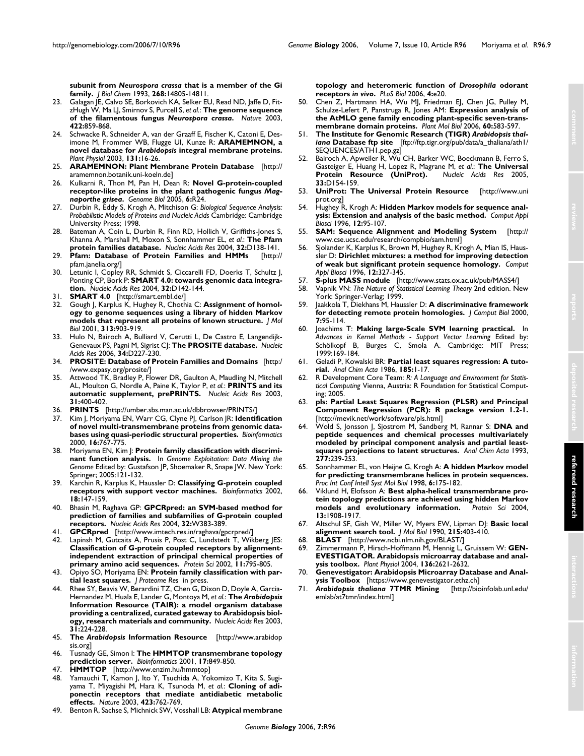subunit from *Neurospora crassa* that is a member of the Gi family. *J Biol Chem* 1993, **268:**14805-14811.

23. Galagan JE, Calvo SE, Borkovich KA, Selker EU, Read ND, Jaffe D, FitzHugh W, Ma LJ, Smirnov S, Purcell S, *et al.*: **The genome sequence of the filamentous fungus *Neurospora crassa*.** *Nature* 2003, **422:**859-868.
24. Schwacke R, Schneider A, van der Graaff E, Fischer K, Catoni E, Desimone M, Frommer WB, Flugge UI, Kunze R: **ARAMEMNON, a novel database for *Arabidopsis* integral membrane proteins.** *Plant Physiol* 2003, **131:**16-26.
25. **ARAMEMNON: Plant Membrane Protein Database** [http://aramemnon.botanik.uni-koeln.de]
26. Kulkarni R, Thon M, Pan H, Dean R: **Novel G-protein-coupled receptor-like proteins in the plant pathogenic fungus *Magnaporthe grisea*.** *Genome Biol* 2005, **6:**R24.
27. Durbin R, Eddy S, Krogh A, Mitchison G: *Biological Sequence Analysis: Probabilistic Models of Proteins and Nucleic Acids* Cambridge: Cambridge University Press; 1998.
28. Bateman A, Coin L, Durbin R, Finn RD, Hollich V, Griffiths-Jones S, Khanna A, Marshall M, Moxon S, Sonnhammer EL, *et al.*: **The Pfam protein families database.** *Nucleic Acids Res* 2004, **32:**D138-141.
29. **Pfam: Database of Protein Families and HMMs** [http://pfam.janelia.org/]
30. Letunic I, Copley RR, Schmidt S, Ciccarelli FD, Doerks T, Schultz J, Ponting CP, Bork P: **SMART 4.0: towards genomic data integration.** *Nucleic Acids Res* 2004, **32:**D142-144.
31. **SMART 4.0** [http://smart.embl.de/]
32. Gough J, Karplus K, Hughey R, Chothia C: **Assignment of homology to genome sequences using a library of hidden Markov models that represent all proteins of known structure.** *J Mol Biol* 2001, **313:**903-919.
33. Hulo N, Bairoch A, Bulliard V, Cerutti L, De Castro E, Langendijk-Genevaux PS, Pagni M, Sigrist CJ: **The PROSITE database.** *Nucleic Acids Res* 2006, **34:**D227-230.
34. **PROSITE: Database of Protein Families and Domains** [http://www.expasy.org/prosite/]
35. Attwood TK, Bradley P, Flower DR, Gaulton A, Maudling N, Mitchell AL, Moulton G, Nordle A, Paine K, Taylor P, *et al.*: **PRINTS and its automatic supplement, prePRINTS.** *Nucleic Acids Res* 2003, **31:**400-402.
36. **PRINTS** [http://umber.sbs.man.ac.uk/dbbrowser/PRINTS/]
37. Kim J, Moriyama EN, Warr CG, Clyne PJ, Carlson JR: **Identification of novel multi-transmembrane proteins from genomic databases using quasi-periodic structural properties.** *Bioinformatics* 2000, **16:**767-775.
38. Moriyama EN, Kim J: **Protein family classification with discriminant function analysis.** In *Genome Exploitation: Data Mining the Genome* Edited by: Gustafson JP, Shoemaker R, Snape JW. New York: Springer; 2005:121-132.
39. Karchin R, Karplus K, Haussler D: **Classifying G-protein coupled receptors with support vector machines.** *Bioinformatics* 2002, **18:**147-159.
40. Bhasin M, Raghava GP: **GPCRpred: an SVM-based method for prediction of families and subfamilies of G-protein coupled receptors.** *Nucleic Acids Res* 2004, **32:**W383-389.
41. **GPCRpred** [http://www.imtech.res.in/raghava/gpcrpred/]
42. Lapinsh M, Gutcaits A, Prusis P, Post C, Lundstedt T, Wikberg JES: **Classification of G-protein coupled receptors by alignment-independent extraction of principal chemical properties of primary amino acid sequences.** *Protein Sci* 2002, **11:**795-805.
43. Opiyo SO, Moriyama EN: **Protein family classification with partial least squares.** *J Proteome Res* in press.
44. Rhee SY, Beavis W, Berardini TZ, Chen G, Dixon D, Doyle A, Garcia-Hernandez M, Huala E, Lander G, Montoya M, *et al.*: **The *Arabidopsis* Information Resource (TAIR): a model organism database providing a centralized, curated gateway to Arabidopsis biology, research materials and community.** *Nucleic Acids Res* 2003, **31:**224-228.
45. **The *Arabidopsis* Information Resource** [http://www.arabidopsis.org]
46. Tusnady GE, Simon I: **The HMMTOP transmembrane topology prediction server.** *Bioinformatics* 2001, **17:**849-850.
47. **HMMTOP** [http://www.enzim.hu/hmmtop]
48. Yamauchi T, Kamon J, Ito Y, Tsuchida A, Yokomizo T, Kita S, Sugiyama T, Miyagishi M, Hara K, Tsunoda M, *et al.*: **Cloning of adiponectin receptors that mediate antidiabetic metabolic effects.** *Nature* 2003, **423:**762-769.
49. Benton R, Sachse S, Michnick SW, Vosshall LB: **Atypical membrane topology and heteromeric function of *Drosophila* odorant receptors *in vivo*.** *PLoS Biol* 2006, **4:**e20.
50. Chen Z, Hartmann HA, Wu MJ, Friedman EJ, Chen JG, Pulley M, Schulze-Lefert P, Panstruga R, Jones AM: **Expression analysis of the AtMLO gene family encoding plant-specific seven-transmembrane domain proteins.** *Plant Mol Biol* 2006, **60:**583-597.
51. **The Institute for Genomic Research (TIGR) *Arabidopsis thaliana* Database ftp site** [ftp://ftp.tigr.org/pub/data/a_thaliana/ath1/SEQUENCES/ATH1.pep.gz]
52. Bairoch A, Apweiler R, Wu CH, Barker WC, Boeckmann B, Ferro S, Gasteiger E, Huang H, Lopez R, Magrane M, *et al.*: **The Universal Protein Resource (UniProt).** *Nucleic Acids Res* 2005, **33:**D154-159.
53. **UniProt: The Universal Protein Resource** [http://www.uniprot.org]
54. Hughey R, Krogh A: **Hidden Markov models for sequence analysis: Extension and analysis of the basic method.** *Comput Appl Biosci* 1996, **12:**95-107.
55. **SAM: Sequence Alignment and Modeling System** [http://www.cse.ucsc.edu/research/compbio/sam.html]
56. Sjolander K, Karplus K, Brown M, Hughey R, Krogh A, Mian IS, Haussler D: **Dirichlet mixtures: a method for improving detection of weak but significant protein sequence homology.** *Comput Appl Biosci* 1996, **12:**327-345.
57. **S-plus MASS module** [http://www.stats.ox.ac.uk/pub/MASS4/]
58. Vapnik VN: *The Nature of Statistical Learning Theory* 2nd edition. New York: Springer-Verlag; 1999.
59. Jaakkola T, Diekhans M, Haussler D: **A discriminative framework for detecting remote protein homologies.** *J Comput Biol* 2000, **7:**95-114.
60. Joachims T: **Making large-Scale SVM learning practical.** In *Advances in Kernel Methods - Support Vector Learning* Edited by: Schölkopf B, Burges C, Smola A. Cambridge: MIT Press; 1999:169-184.
61. Geladi P, Kowalski BR: **Partial least squares regression: A tutorial.** *Anal Chim Acta* 1986, **185:**1-17.
62. R Development Core Team: *R: A Language and Environment for Statistical Computing* Vienna, Austria: R Foundation for Statistical Computing; 2005.
63. **pls: Partial Least Squares Regression (PLSR) and Principal Component Regression (PCR): R package version 1.2-1.** [http://mevik.net/work/software/pls.html]
64. Wold S, Jonsson J, Sjostrom M, Sandberg M, Rannar S: **DNA and peptide sequences and chemical processes multivariately modeled by principal component analysis and partial least-squares projections to latent structures.** *Anal Chim Acta* 1993, **277:**239-253.
65. Sonnhammer EL, von Heijne G, Krogh A: **A hidden Markov model for predicting transmembrane helices in protein sequences.** *Proc Int Conf Intell Syst Mol Biol* 1998, **6:**175-182.
66. Viklund H, Elofsson A: **Best alpha-helical transmembrane protein topology predictions are achieved using hidden Markov models and evolutionary information.** *Protein Sci* 2004, **13:**1908-1917.
67. Altschul SF, Gish W, Miller W, Myers EW, Lipman DJ: **Basic local alignment search tool.** *J Mol Biol* 1990, **215:**403-410.
68. **BLAST** [http://www.ncbi.nlm.nih.gov/BLAST/]
69. Zimmermann P, Hirsch-Hoffmann M, Hennig L, Gruissem W: **GENEVESTIGATOR. Arabidopsis microarray database and analysis toolbox.** *Plant Physiol* 2004, **136:**2621-2632.
70. **Genevestigator: Arabidopsis Microarray Database and Analysis Toolbox** [https://www.genevestigator.ethz.ch]
71. ***Arabidopsis thaliana* 7TMR Mining** [http://bioinfolab.unl.edu/emlab/at7tmr/index.html]